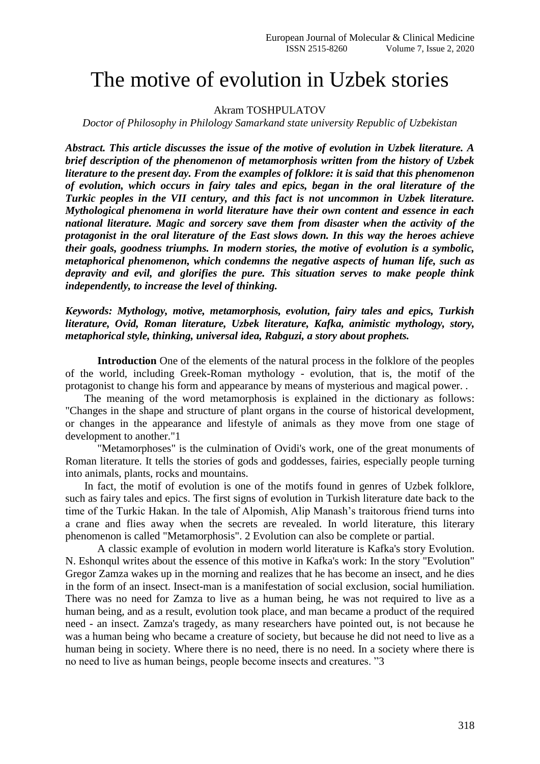# The motive of evolution in Uzbek stories

Akram TOSHPULATOV

*Doctor of Philosophy in Philology Samarkand state university Republic of Uzbekistan*

***Abstract. This article discusses the issue of the motive of evolution in Uzbek literature. A brief description of the phenomenon of metamorphosis written from the history of Uzbek literature to the present day. From the examples of folklore: it is said that this phenomenon of evolution, which occurs in fairy tales and epics, began in the oral literature of the Turkic peoples in the VII century, and this fact is not uncommon in Uzbek literature. Mythological phenomena in world literature have their own content and essence in each national literature. Magic and sorcery save them from disaster when the activity of the protagonist in the oral literature of the East slows down. In this way the heroes achieve their goals, goodness triumphs. In modern stories, the motive of evolution is a symbolic, metaphorical phenomenon, which condemns the negative aspects of human life, such as depravity and evil, and glorifies the pure. This situation serves to make people think independently, to increase the level of thinking.***

***Keywords: Mythology, motive, metamorphosis, evolution, fairy tales and epics, Turkish literature, Ovid, Roman literature, Uzbek literature, Kafka, animistic mythology, story, metaphorical style, thinking, universal idea, Rabguzi, a story about prophets.***

**Introduction** One of the elements of the natural process in the folklore of the peoples of the world, including Greek-Roman mythology - evolution, that is, the motif of the protagonist to change his form and appearance by means of mysterious and magical power. .

The meaning of the word metamorphosis is explained in the dictionary as follows: "Changes in the shape and structure of plant organs in the course of historical development, or changes in the appearance and lifestyle of animals as they move from one stage of development to another."1

"Metamorphoses" is the culmination of Ovidi's work, one of the great monuments of Roman literature. It tells the stories of gods and goddesses, fairies, especially people turning into animals, plants, rocks and mountains.

In fact, the motif of evolution is one of the motifs found in genres of Uzbek folklore, such as fairy tales and epics. The first signs of evolution in Turkish literature date back to the time of the Turkic Hakan. In the tale of Alpomish, Alip Manash's traitorous friend turns into a crane and flies away when the secrets are revealed. In world literature, this literary phenomenon is called "Metamorphosis". 2 Evolution can also be complete or partial.

A classic example of evolution in modern world literature is Kafka's story Evolution. N. Eshonqul writes about the essence of this motive in Kafka's work: In the story "Evolution" Gregor Zamza wakes up in the morning and realizes that he has become an insect, and he dies in the form of an insect. Insect-man is a manifestation of social exclusion, social humiliation. There was no need for Zamza to live as a human being, he was not required to live as a human being, and as a result, evolution took place, and man became a product of the required need - an insect. Zamza's tragedy, as many researchers have pointed out, is not because he was a human being who became a creature of society, but because he did not need to live as a human being in society. Where there is no need, there is no need. In a society where there is no need to live as human beings, people become insects and creatures. "3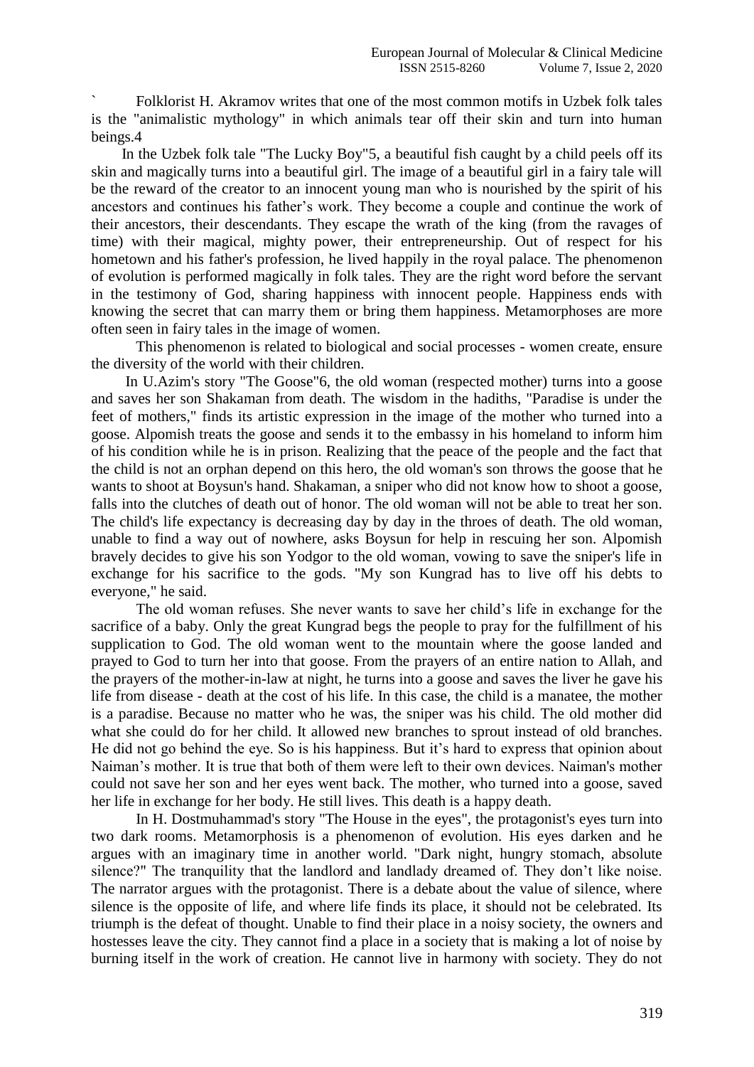` Folklorist H. Akramov writes that one of the most common motifs in Uzbek folk tales is the "animalistic mythology" in which animals tear off their skin and turn into human beings.[4]

In the Uzbek folk tale "The Lucky Boy"[5], a beautiful fish caught by a child peels off its skin and magically turns into a beautiful girl. The image of a beautiful girl in a fairy tale will be the reward of the creator to an innocent young man who is nourished by the spirit of his ancestors and continues his father's work. They become a couple and continue the work of their ancestors, their descendants. They escape the wrath of the king (from the ravages of time) with their magical, mighty power, their entrepreneurship. Out of respect for his hometown and his father's profession, he lived happily in the royal palace. The phenomenon of evolution is performed magically in folk tales. They are the right word before the servant in the testimony of God, sharing happiness with innocent people. Happiness ends with knowing the secret that can marry them or bring them happiness. Metamorphoses are more often seen in fairy tales in the image of women.

This phenomenon is related to biological and social processes - women create, ensure the diversity of the world with their children.

In U.Azim's story "The Goose"[6], the old woman (respected mother) turns into a goose and saves her son Shakaman from death. The wisdom in the hadiths, "Paradise is under the feet of mothers," finds its artistic expression in the image of the mother who turned into a goose. Alpomish treats the goose and sends it to the embassy in his homeland to inform him of his condition while he is in prison. Realizing that the peace of the people and the fact that the child is not an orphan depend on this hero, the old woman's son throws the goose that he wants to shoot at Boysun's hand. Shakaman, a sniper who did not know how to shoot a goose, falls into the clutches of death out of honor. The old woman will not be able to treat her son. The child's life expectancy is decreasing day by day in the throes of death. The old woman, unable to find a way out of nowhere, asks Boysun for help in rescuing her son. Alpomish bravely decides to give his son Yodgor to the old woman, vowing to save the sniper's life in exchange for his sacrifice to the gods. "My son Kungrad has to live off his debts to everyone," he said.

The old woman refuses. She never wants to save her child's life in exchange for the sacrifice of a baby. Only the great Kungrad begs the people to pray for the fulfillment of his supplication to God. The old woman went to the mountain where the goose landed and prayed to God to turn her into that goose. From the prayers of an entire nation to Allah, and the prayers of the mother-in-law at night, he turns into a goose and saves the liver he gave his life from disease - death at the cost of his life. In this case, the child is a manatee, the mother is a paradise. Because no matter who he was, the sniper was his child. The old mother did what she could do for her child. It allowed new branches to sprout instead of old branches. He did not go behind the eye. So is his happiness. But it's hard to express that opinion about Naiman's mother. It is true that both of them were left to their own devices. Naiman's mother could not save her son and her eyes went back. The mother, who turned into a goose, saved her life in exchange for her body. He still lives. This death is a happy death.

In H. Dostmuhammad's story "The House in the eyes", the protagonist's eyes turn into two dark rooms. Metamorphosis is a phenomenon of evolution. His eyes darken and he argues with an imaginary time in another world. "Dark night, hungry stomach, absolute silence?" The tranquility that the landlord and landlady dreamed of. They don't like noise. The narrator argues with the protagonist. There is a debate about the value of silence, where silence is the opposite of life, and where life finds its place, it should not be celebrated. Its triumph is the defeat of thought. Unable to find their place in a noisy society, the owners and hostesses leave the city. They cannot find a place in a society that is making a lot of noise by burning itself in the work of creation. He cannot live in harmony with society. They do not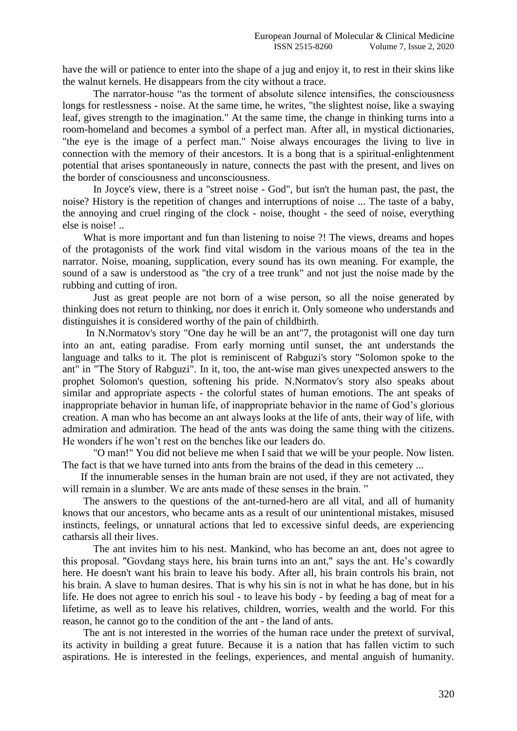have the will or patience to enter into the shape of a jug and enjoy it, to rest in their skins like the walnut kernels. He disappears from the city without a trace.

The narrator-house "as the torment of absolute silence intensifies, the consciousness longs for restlessness - noise. At the same time, he writes, "the slightest noise, like a swaying leaf, gives strength to the imagination." At the same time, the change in thinking turns into a room-homeland and becomes a symbol of a perfect man. After all, in mystical dictionaries, "the eye is the image of a perfect man." Noise always encourages the living to live in connection with the memory of their ancestors. It is a bong that is a spiritual-enlightenment potential that arises spontaneously in nature, connects the past with the present, and lives on the border of consciousness and unconsciousness.

In Joyce's view, there is a "street noise - God", but isn't the human past, the past, the noise? History is the repetition of changes and interruptions of noise ... The taste of a baby, the annoying and cruel ringing of the clock - noise, thought - the seed of noise, everything else is noise! ..

What is more important and fun than listening to noise ?! The views, dreams and hopes of the protagonists of the work find vital wisdom in the various moans of the tea in the narrator. Noise, moaning, supplication, every sound has its own meaning. For example, the sound of a saw is understood as "the cry of a tree trunk" and not just the noise made by the rubbing and cutting of iron.

Just as great people are not born of a wise person, so all the noise generated by thinking does not return to thinking, nor does it enrich it. Only someone who understands and distinguishes it is considered worthy of the pain of childbirth.

In N.Normatov's story "One day he will be an ant"7, the protagonist will one day turn into an ant, eating paradise. From early morning until sunset, the ant understands the language and talks to it. The plot is reminiscent of Rabguzi's story "Solomon spoke to the ant" in "The Story of Rabguzi". In it, too, the ant-wise man gives unexpected answers to the prophet Solomon's question, softening his pride. N.Normatov's story also speaks about similar and appropriate aspects - the colorful states of human emotions. The ant speaks of inappropriate behavior in human life, of inappropriate behavior in the name of God's glorious creation. A man who has become an ant always looks at the life of ants, their way of life, with admiration and admiration. The head of the ants was doing the same thing with the citizens. He wonders if he won't rest on the benches like our leaders do.

"O man!" You did not believe me when I said that we will be your people. Now listen. The fact is that we have turned into ants from the brains of the dead in this cemetery ...

If the innumerable senses in the human brain are not used, if they are not activated, they will remain in a slumber. We are ants made of these senses in the brain. "

The answers to the questions of the ant-turned-hero are all vital, and all of humanity knows that our ancestors, who became ants as a result of our unintentional mistakes, misused instincts, feelings, or unnatural actions that led to excessive sinful deeds, are experiencing catharsis all their lives.

The ant invites him to his nest. Mankind, who has become an ant, does not agree to this proposal. "Govdang stays here, his brain turns into an ant," says the ant. He's cowardly here. He doesn't want his brain to leave his body. After all, his brain controls his brain, not his brain. A slave to human desires. That is why his sin is not in what he has done, but in his life. He does not agree to enrich his soul - to leave his body - by feeding a bag of meat for a lifetime, as well as to leave his relatives, children, worries, wealth and the world. For this reason, he cannot go to the condition of the ant - the land of ants.

The ant is not interested in the worries of the human race under the pretext of survival, its activity in building a great future. Because it is a nation that has fallen victim to such aspirations. He is interested in the feelings, experiences, and mental anguish of humanity.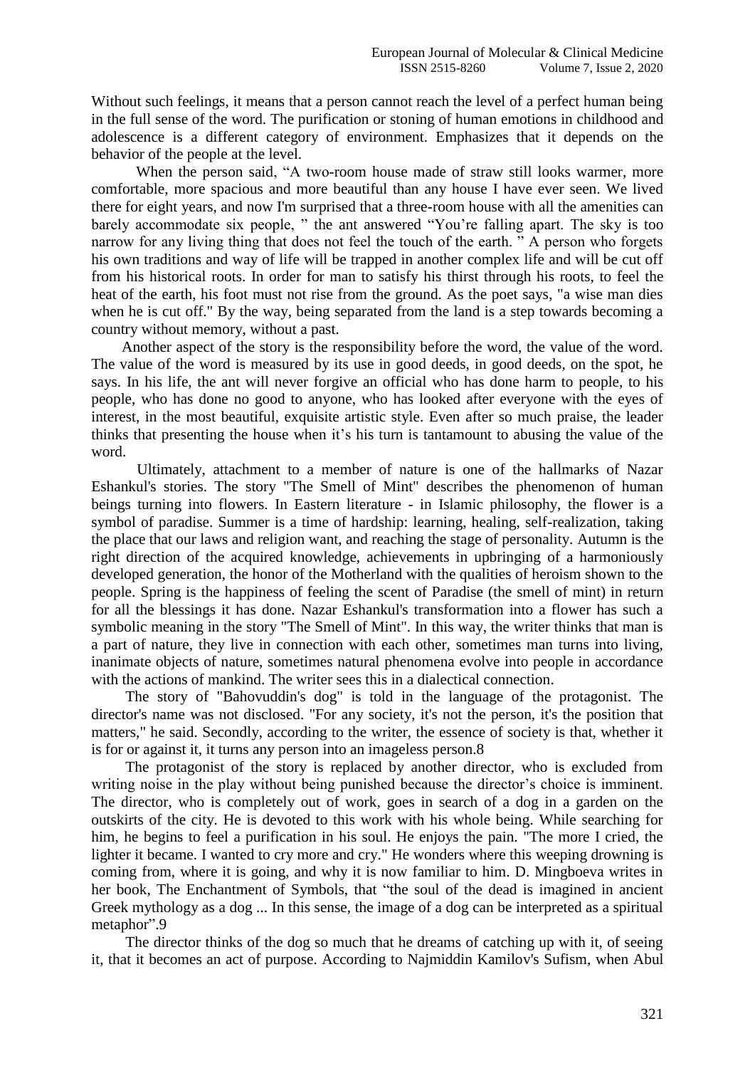Without such feelings, it means that a person cannot reach the level of a perfect human being in the full sense of the word. The purification or stoning of human emotions in childhood and adolescence is a different category of environment. Emphasizes that it depends on the behavior of the people at the level.

When the person said, "A two-room house made of straw still looks warmer, more comfortable, more spacious and more beautiful than any house I have ever seen. We lived there for eight years, and now I'm surprised that a three-room house with all the amenities can barely accommodate six people, " the ant answered "You're falling apart. The sky is too narrow for any living thing that does not feel the touch of the earth. " A person who forgets his own traditions and way of life will be trapped in another complex life and will be cut off from his historical roots. In order for man to satisfy his thirst through his roots, to feel the heat of the earth, his foot must not rise from the ground. As the poet says, "a wise man dies when he is cut off." By the way, being separated from the land is a step towards becoming a country without memory, without a past.

Another aspect of the story is the responsibility before the word, the value of the word. The value of the word is measured by its use in good deeds, in good deeds, on the spot, he says. In his life, the ant will never forgive an official who has done harm to people, to his people, who has done no good to anyone, who has looked after everyone with the eyes of interest, in the most beautiful, exquisite artistic style. Even after so much praise, the leader thinks that presenting the house when it's his turn is tantamount to abusing the value of the word.

Ultimately, attachment to a member of nature is one of the hallmarks of Nazar Eshankul's stories. The story "The Smell of Mint" describes the phenomenon of human beings turning into flowers. In Eastern literature - in Islamic philosophy, the flower is a symbol of paradise. Summer is a time of hardship: learning, healing, self-realization, taking the place that our laws and religion want, and reaching the stage of personality. Autumn is the right direction of the acquired knowledge, achievements in upbringing of a harmoniously developed generation, the honor of the Motherland with the qualities of heroism shown to the people. Spring is the happiness of feeling the scent of Paradise (the smell of mint) in return for all the blessings it has done. Nazar Eshankul's transformation into a flower has such a symbolic meaning in the story "The Smell of Mint". In this way, the writer thinks that man is a part of nature, they live in connection with each other, sometimes man turns into living, inanimate objects of nature, sometimes natural phenomena evolve into people in accordance with the actions of mankind. The writer sees this in a dialectical connection.

The story of "Bahovuddin's dog" is told in the language of the protagonist. The director's name was not disclosed. "For any society, it's not the person, it's the position that matters," he said. Secondly, according to the writer, the essence of society is that, whether it is for or against it, it turns any person into an imageless person.8

The protagonist of the story is replaced by another director, who is excluded from writing noise in the play without being punished because the director's choice is imminent. The director, who is completely out of work, goes in search of a dog in a garden on the outskirts of the city. He is devoted to this work with his whole being. While searching for him, he begins to feel a purification in his soul. He enjoys the pain. "The more I cried, the lighter it became. I wanted to cry more and cry." He wonders where this weeping drowning is coming from, where it is going, and why it is now familiar to him. D. Mingboeva writes in her book, The Enchantment of Symbols, that "the soul of the dead is imagined in ancient Greek mythology as a dog ... In this sense, the image of a dog can be interpreted as a spiritual metaphor".9

The director thinks of the dog so much that he dreams of catching up with it, of seeing it, that it becomes an act of purpose. According to Najmiddin Kamilov's Sufism, when Abul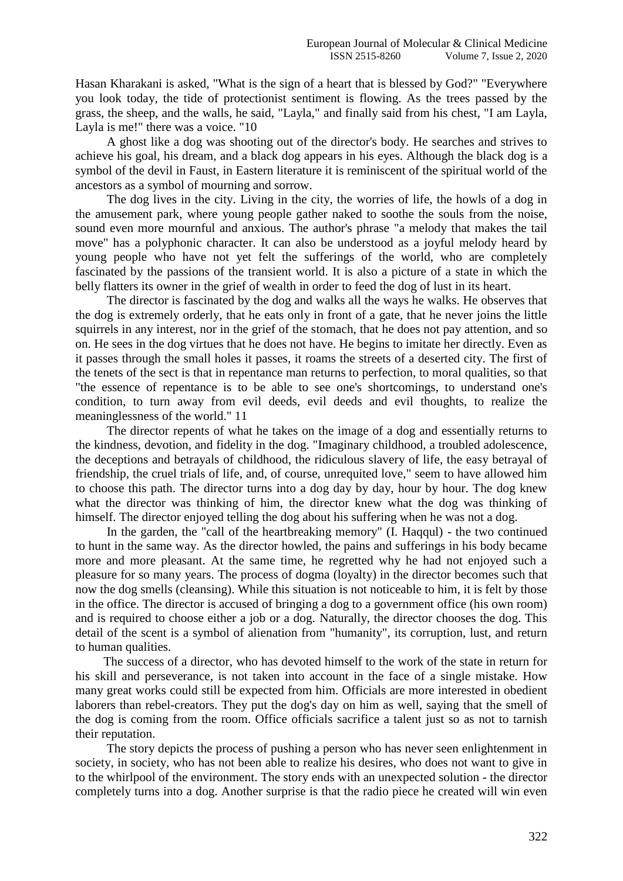Hasan Kharakani is asked, "What is the sign of a heart that is blessed by God?" "Everywhere you look today, the tide of protectionist sentiment is flowing. As the trees passed by the grass, the sheep, and the walls, he said, "Layla," and finally said from his chest, "I am Layla, Layla is me!" there was a voice. "10

A ghost like a dog was shooting out of the director's body. He searches and strives to achieve his goal, his dream, and a black dog appears in his eyes. Although the black dog is a symbol of the devil in Faust, in Eastern literature it is reminiscent of the spiritual world of the ancestors as a symbol of mourning and sorrow.

The dog lives in the city. Living in the city, the worries of life, the howls of a dog in the amusement park, where young people gather naked to soothe the souls from the noise, sound even more mournful and anxious. The author's phrase "a melody that makes the tail move" has a polyphonic character. It can also be understood as a joyful melody heard by young people who have not yet felt the sufferings of the world, who are completely fascinated by the passions of the transient world. It is also a picture of a state in which the belly flatters its owner in the grief of wealth in order to feed the dog of lust in its heart.

The director is fascinated by the dog and walks all the ways he walks. He observes that the dog is extremely orderly, that he eats only in front of a gate, that he never joins the little squirrels in any interest, nor in the grief of the stomach, that he does not pay attention, and so on. He sees in the dog virtues that he does not have. He begins to imitate her directly. Even as it passes through the small holes it passes, it roams the streets of a deserted city. The first of the tenets of the sect is that in repentance man returns to perfection, to moral qualities, so that "the essence of repentance is to be able to see one's shortcomings, to understand one's condition, to turn away from evil deeds, evil deeds and evil thoughts, to realize the meaninglessness of the world." 11

The director repents of what he takes on the image of a dog and essentially returns to the kindness, devotion, and fidelity in the dog. "Imaginary childhood, a troubled adolescence, the deceptions and betrayals of childhood, the ridiculous slavery of life, the easy betrayal of friendship, the cruel trials of life, and, of course, unrequited love," seem to have allowed him to choose this path. The director turns into a dog day by day, hour by hour. The dog knew what the director was thinking of him, the director knew what the dog was thinking of himself. The director enjoyed telling the dog about his suffering when he was not a dog.

In the garden, the "call of the heartbreaking memory" (I. Haqqul) - the two continued to hunt in the same way. As the director howled, the pains and sufferings in his body became more and more pleasant. At the same time, he regretted why he had not enjoyed such a pleasure for so many years. The process of dogma (loyalty) in the director becomes such that now the dog smells (cleansing). While this situation is not noticeable to him, it is felt by those in the office. The director is accused of bringing a dog to a government office (his own room) and is required to choose either a job or a dog. Naturally, the director chooses the dog. This detail of the scent is a symbol of alienation from "humanity", its corruption, lust, and return to human qualities.

The success of a director, who has devoted himself to the work of the state in return for his skill and perseverance, is not taken into account in the face of a single mistake. How many great works could still be expected from him. Officials are more interested in obedient laborers than rebel-creators. They put the dog's day on him as well, saying that the smell of the dog is coming from the room. Office officials sacrifice a talent just so as not to tarnish their reputation.

The story depicts the process of pushing a person who has never seen enlightenment in society, in society, who has not been able to realize his desires, who does not want to give in to the whirlpool of the environment. The story ends with an unexpected solution - the director completely turns into a dog. Another surprise is that the radio piece he created will win even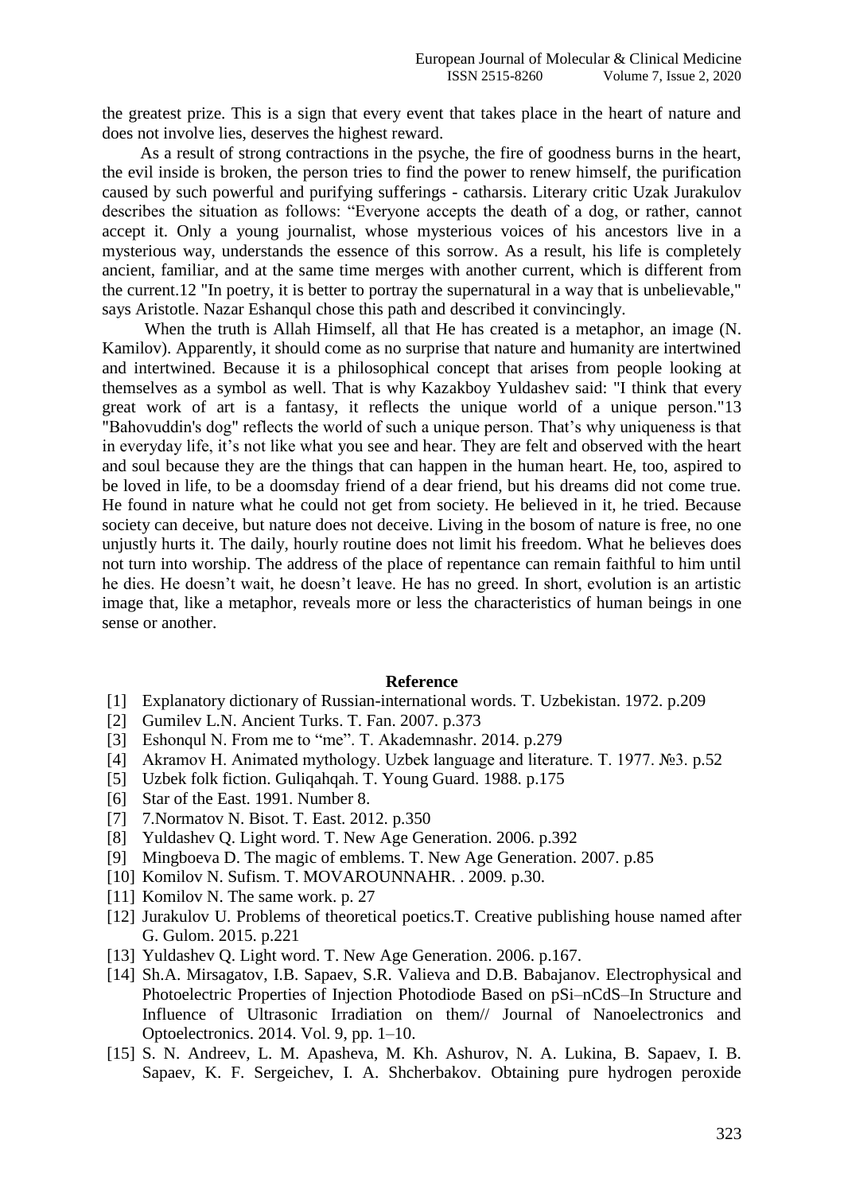the greatest prize. This is a sign that every event that takes place in the heart of nature and does not involve lies, deserves the highest reward.

As a result of strong contractions in the psyche, the fire of goodness burns in the heart, the evil inside is broken, the person tries to find the power to renew himself, the purification caused by such powerful and purifying sufferings - catharsis. Literary critic Uzak Jurakulov describes the situation as follows: "Everyone accepts the death of a dog, or rather, cannot accept it. Only a young journalist, whose mysterious voices of his ancestors live in a mysterious way, understands the essence of this sorrow. As a result, his life is completely ancient, familiar, and at the same time merges with another current, which is different from the current.12 "In poetry, it is better to portray the supernatural in a way that is unbelievable," says Aristotle. Nazar Eshanqul chose this path and described it convincingly.

When the truth is Allah Himself, all that He has created is a metaphor, an image (N. Kamilov). Apparently, it should come as no surprise that nature and humanity are intertwined and intertwined. Because it is a philosophical concept that arises from people looking at themselves as a symbol as well. That is why Kazakboy Yuldashev said: "I think that every great work of art is a fantasy, it reflects the unique world of a unique person."13 "Bahovuddin's dog" reflects the world of such a unique person. That's why uniqueness is that in everyday life, it's not like what you see and hear. They are felt and observed with the heart and soul because they are the things that can happen in the human heart. He, too, aspired to be loved in life, to be a doomsday friend of a dear friend, but his dreams did not come true. He found in nature what he could not get from society. He believed in it, he tried. Because society can deceive, but nature does not deceive. Living in the bosom of nature is free, no one unjustly hurts it. The daily, hourly routine does not limit his freedom. What he believes does not turn into worship. The address of the place of repentance can remain faithful to him until he dies. He doesn't wait, he doesn't leave. He has no greed. In short, evolution is an artistic image that, like a metaphor, reveals more or less the characteristics of human beings in one sense or another.

## Reference

[1] Explanatory dictionary of Russian-international words. T. Uzbekistan. 1972. p.209

[2] Gumilev L.N. Ancient Turks. T. Fan. 2007. p.373

[3] Eshonqul N. From me to "me". T. Akademnashr. 2014. p.279

[4] Akramov H. Animated mythology. Uzbek language and literature. T. 1977. №3. p.52

[5] Uzbek folk fiction. Guliqahqah. T. Young Guard. 1988. p.175

[6] Star of the East. 1991. Number 8.

[7] 7.Normatov N. Bisot. T. East. 2012. p.350

[8] Yuldashev Q. Light word. T. New Age Generation. 2006. p.392

[9] Mingboeva D. The magic of emblems. T. New Age Generation. 2007. p.85

[10] Komilov N. Sufism. T. MOVAROUNNAHR. . 2009. p.30.

[11] Komilov N. The same work. p. 27

[12] Jurakulov U. Problems of theoretical poetics.T. Creative publishing house named after G. Gulom. 2015. p.221

[13] Yuldashev Q. Light word. T. New Age Generation. 2006. p.167.

[14] Sh.A. Mirsagatov, I.B. Sapaev, S.R. Valieva and D.B. Babajanov. Electrophysical and Photoelectric Properties of Injection Photodiode Based on pSi–nCdS–In Structure and Influence of Ultrasonic Irradiation on them// Journal of Nanoelectronics and Optoelectronics. 2014. Vol. 9, pp. 1–10.

[15] S. N. Andreev, L. M. Apasheva, M. Kh. Ashurov, N. A. Lukina, B. Sapaev, I. B. Sapaev, K. F. Sergeichev, I. A. Shcherbakov. Obtaining pure hydrogen peroxide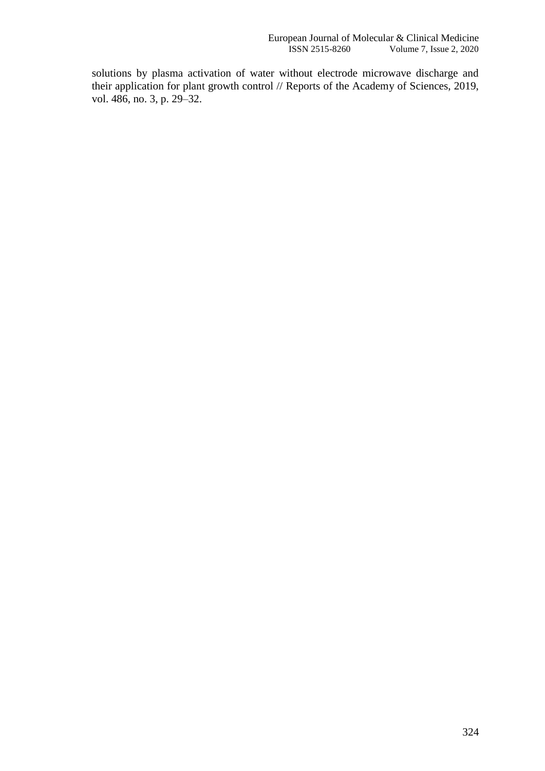solutions by plasma activation of water without electrode microwave discharge and their application for plant growth control // Reports of the Academy of Sciences, 2019, vol. 486, no. 3, p. 29–32.